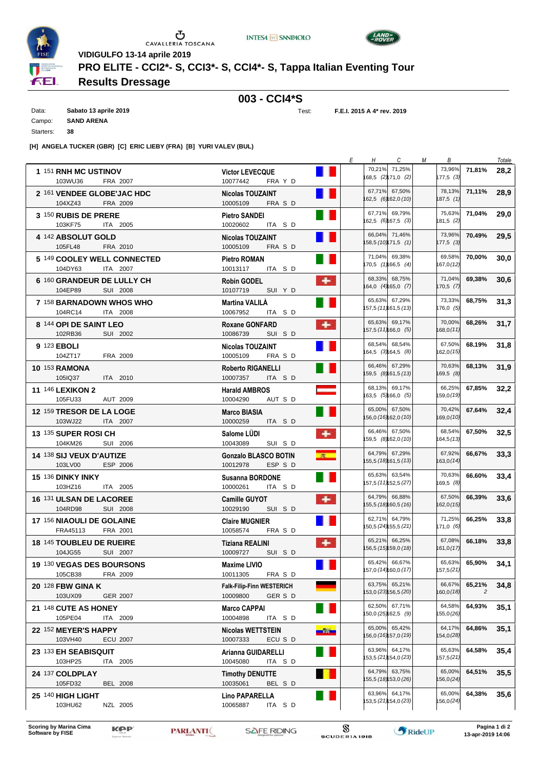VIDIGULFO 13-14 aprile 2019

# PRO ELITE - CCI2*- S, CCI3*- S, CCI4*- S, Tappa Italian Eventing Tour

## Results Dressage

## 003 - CCI4*S

Data: **Sabato 13 aprile 2019** Test: **F.E.I. 2015 A 4* rev. 2019**

Campo: **SAND ARENA**

Starters: **38**

**[H] ANGELA TUCKER (GBR) [C] ERIC LIEBY (FRA) [B] YURI VALEV (BUL)**

| Pos | Nr | Horse | Horse ID | Nat/Year | Rider | Rider ID | Nat | E | H | C | M | B | % | Totale |
|---|---|---|---|---|---|---|---|---|---|---|---|---|---|---|
| 1 | 151 | **RNH MC USTINOV** | 103WU36 | FRA 2007 | **Victor LEVECQUE** | 10077442 | FRA Y D | | 70,21% 168,5 (2) | 71,25% 171,0 (2) | | 73,96% 177,5 (3) | **71,81%** | **28,2** |
| 2 | 161 | **VENDEE GLOBE'JAC HDC** | 104XZ43 | FRA 2009 | **Nicolas TOUZAINT** | 10005109 | FRA S D | | 67,71% 162,5 (6) | 67,50% 162,0 (10) | | 78,13% 187,5 (1) | **71,11%** | **28,9** |
| 3 | 150 | **RUBIS DE PRERE** | 103KF75 | ITA 2005 | **Pietro SANDEI** | 10020602 | ITA S D | | 67,71% 162,5 (6) | 69,79% 167,5 (3) | | 75,63% 181,5 (2) | **71,04%** | **29,0** |
| 4 | 142 | **ABSOLUT GOLD** | 105FL48 | FRA 2010 | **Nicolas TOUZAINT** | 10005109 | FRA S D | | 66,04% 158,5 (10) | 71,46% 171,5 (1) | | 73,96% 177,5 (3) | **70,49%** | **29,5** |
| 5 | 149 | **COOLEY WELL CONNECTED** | 104DY63 | ITA 2007 | **Pietro ROMAN** | 10013117 | ITA S D | | 71,04% 170,5 (1) | 69,38% 166,5 (4) | | 69,58% 167,0 (12) | **70,00%** | **30,0** |
| 6 | 160 | **GRANDEUR DE LULLY CH** | 104EP89 | SUI 2008 | **Robin GODEL** | 10107719 | SUI Y D | | 68,33% 164,0 (4) | 68,75% 165,0 (7) | | 71,04% 170,5 (7) | **69,38%** | **30,6** |
| 7 | 158 | **BARNADOWN WHOS WHO** | 104RC14 | ITA 2008 | **Martina VALILÀ** | 10067952 | ITA S D | | 65,63% 157,5 (11) | 67,29% 161,5 (13) | | 73,33% 176,0 (5) | **68,75%** | **31,3** |
| 8 | 144 | **OPI DE SAINT LEO** | 102RB36 | SUI 2002 | **Roxane GONFARD** | 10086739 | SUI S D | | 65,63% 157,5 (11) | 69,17% 166,0 (5) | | 70,00% 168,0 (11) | **68,26%** | **31,7** |
| 9 | 123 | **EBOLI** | 104ZT17 | FRA 2009 | **Nicolas TOUZAINT** | 10005109 | FRA S D | | 68,54% 164,5 (3) | 68,54% 164,5 (8) | | 67,50% 162,0 (15) | **68,19%** | **31,8** |
| 10 | 153 | **RAMONA** | 105IQ37 | ITA 2010 | **Roberto RIGANELLI** | 10007357 | ITA S D | | 66,46% 159,5 (8) | 67,29% 161,5 (13) | | 70,63% 169,5 (8) | **68,13%** | **31,9** |
| 11 | 146 | **LEXIKON 2** | 105FU33 | AUT 2009 | **Harald AMBROS** | 10004290 | AUT S D | | 68,13% 163,5 (5) | 69,17% 166,0 (5) | | 66,25% 159,0 (19) | **67,85%** | **32,2** |
| 12 | 159 | **TRESOR DE LA LOGE** | 103WJ22 | ITA 2007 | **Marco BIASIA** | 10000259 | ITA S D | | 65,00% 156,0 (16) | 67,50% 162,0 (10) | | 70,42% 169,0 (10) | **67,64%** | **32,4** |
| 13 | 135 | **SUPER ROSI CH** | 104KM26 | SUI 2006 | **Salome LÜDI** | 10043089 | SUI S D | | 66,46% 159,5 (8) | 67,50% 162,0 (10) | | 68,54% 164,5 (13) | **67,50%** | **32,5** |
| 14 | 138 | **SIJ VEUX D'AUTIZE** | 103LV00 | ESP 2006 | **Gonzalo BLASCO BOTIN** | 10012978 | ESP S D | | 64,79% 155,5 (18) | 67,29% 161,5 (13) | | 67,92% 163,0 (14) | **66,67%** | **33,3** |
| 15 | 136 | **DINKY INKY** | 103HZ16 | ITA 2005 | **Susanna BORDONE** | 10000261 | ITA S D | | 65,63% 157,5 (11) | 63,54% 152,5 (27) | | 70,63% 169,5 (8) | **66,60%** | **33,4** |
| 16 | 131 | **ULSAN DE LACOREE** | 104RD98 | SUI 2008 | **Camille GUYOT** | 10029190 | SUI S D | | 64,79% 155,5 (18) | 66,88% 160,5 (16) | | 67,50% 162,0 (15) | **66,39%** | **33,6** |
| 17 | 156 | **NIAOULI DE GOLAINE** | FRA45113 | FRA 2001 | **Claire MUGNIER** | 10058574 | FRA S D | | 62,71% 150,5 (24) | 64,79% 155,5 (21) | | 71,25% 171,0 (6) | **66,25%** | **33,8** |
| 18 | 145 | **TOUBLEU DE RUEIRE** | 104JG55 | SUI 2007 | **Tiziana REALINI** | 10009727 | SUI S D | | 65,21% 156,5 (15) | 66,25% 159,0 (18) | | 67,08% 161,0 (17) | **66,18%** | **33,8** |
| 19 | 130 | **VEGAS DES BOURSONS** | 105CB38 | FRA 2009 | **Maxime LIVIO** | 10011305 | FRA S D | | 65,42% 157,0 (14) | 66,67% 160,0 (17) | | 65,63% 157,5 (21) | **65,90%** | **34,1** |
| 20 | 128 | **FBW GINA K** | 103UX09 | GER 2007 | **Falk-Filip-Finn WESTERICH** | 10009800 | GER S D | | 63,75% 153,0 (23) | 65,21% 156,5 (20) | | 66,67% 160,0 (18) | **65,21%** *2* | **34,8** |
| 21 | 148 | **CUTE AS HONEY** | 105PE04 | ITA 2009 | **Marco CAPPAI** | 10004898 | ITA S D | | 62,50% 150,0 (25) | 67,71% 162,5 (9) | | 64,58% 155,0 (26) | **64,93%** | **35,1** |
| 22 | 152 | **MEYER'S HAPPY** | 103VH40 | ECU 2007 | **Nicolas WETTSTEIN** | 10007333 | ECU S D | | 65,00% 156,0 (16) | 65,42% 157,0 (19) | | 64,17% 154,0 (28) | **64,86%** | **35,1** |
| 23 | 133 | **EH SEABISQUIT** | 103HP25 | ITA 2005 | **Arianna GUIDARELLI** | 10045080 | ITA S D | | 63,96% 153,5 (21) | 64,17% 154,0 (23) | | 65,63% 157,5 (21) | **64,58%** | **35,4** |
| 24 | 137 | **COLDPLAY** | 105FD32 | BEL 2008 | **Timothy DENUTTE** | 10035061 | BEL S D | | 64,79% 155,5 (18) | 63,75% 153,0 (26) | | 65,00% 156,0 (24) | **64,51%** | **35,5** |
| 25 | 140 | **HIGH LIGHT** | 103HU62 | NZL 2005 | **Lino PAPARELLA** | 10065887 | ITA S D | | 63,96% 153,5 (21) | 64,17% 154,0 (23) | | 65,00% 156,0 (24) | **64,38%** | **35,6** |

Scoring by Marina Cima
Software by FISE

13-apr-2019 14:06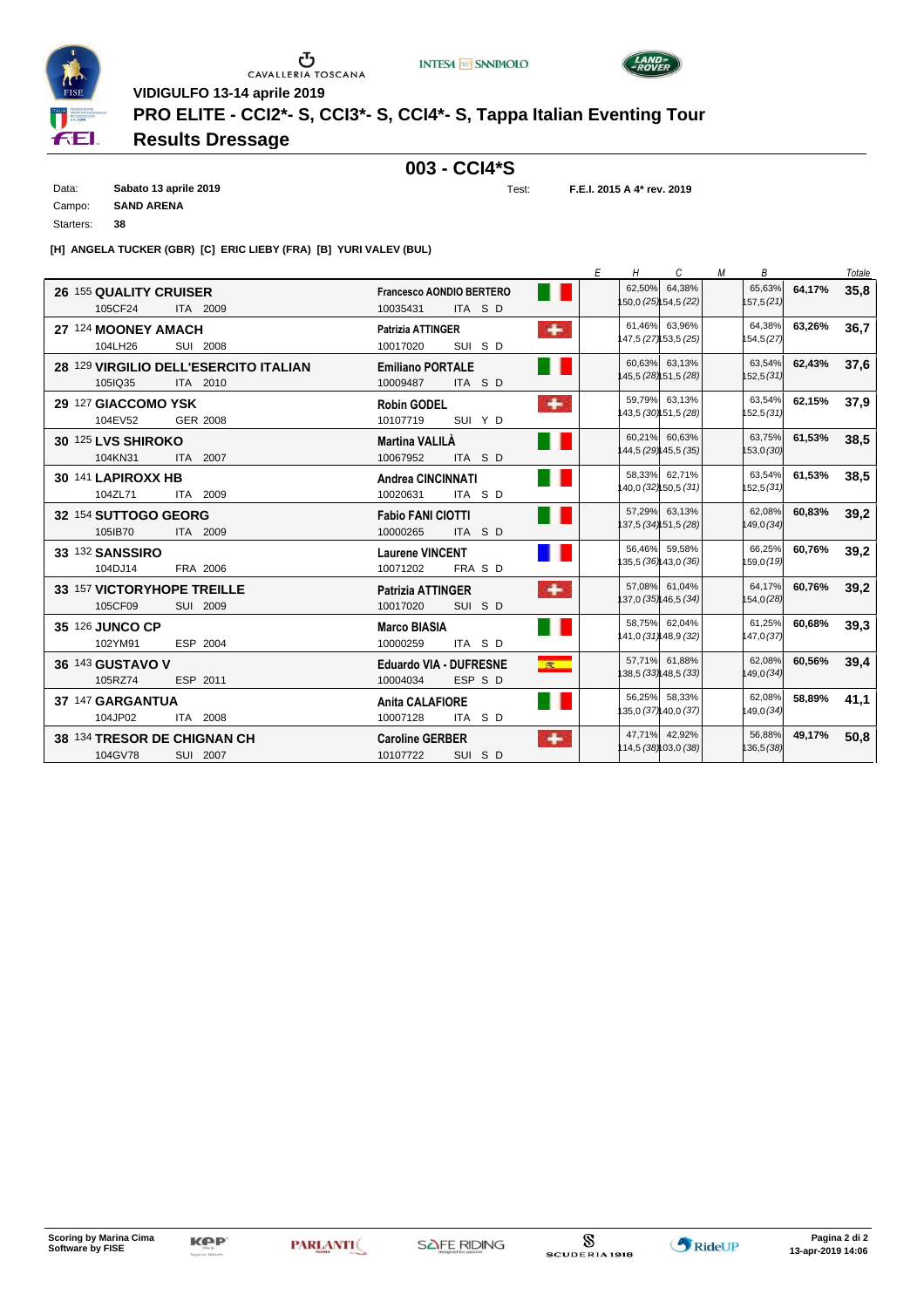VIDIGULFO 13-14 aprile 2019

## PRO ELITE - CCI2*- S, CCI3*- S, CCI4*- S, Tappa Italian Eventing Tour

## Results Dressage

### 003 - CCI4*S

Data: **Sabato 13 aprile 2019** Test: **F.E.I. 2015 A 4* rev. 2019**

Campo: **SAND ARENA**

Starters: **38**

**[H] ANGELA TUCKER (GBR) [C] ERIC LIEBY (FRA) [B] YURI VALEV (BUL)**

| Pos | Horse | Rider | E | H | C | M | B | % | Totale |
|---|---|---|---|---|---|---|---|---|---|
| 26 | 155 **QUALITY CRUISER** 105CF24 ITA 2009 | **Francesco AONDIO BERTERO** 10035431 ITA S D | | 62,50% 150,0 (25) | 64,38% 154,5 (22) | | 65,63% 157,5 (21) | 64,17% | 35,8 |
| 27 | 124 **MOONEY AMACH** 104LH26 SUI 2008 | **Patrizia ATTINGER** 10017020 SUI S D | | 61,46% 147,5 (27) | 63,96% 153,5 (25) | | 64,38% 154,5 (27) | 63,26% | 36,7 |
| 28 | 129 **VIRGILIO DELL'ESERCITO ITALIAN** 105IQ35 ITA 2010 | **Emiliano PORTALE** 10009487 ITA S D | | 60,63% 145,5 (28) | 63,13% 151,5 (28) | | 63,54% 152,5 (31) | 62,43% | 37,6 |
| 29 | 127 **GIACCOMO YSK** 104EV52 GER 2008 | **Robin GODEL** 10107719 SUI Y D | | 59,79% 143,5 (30) | 63,13% 151,5 (28) | | 63,54% 152,5 (31) | 62,15% | 37,9 |
| 30 | 125 **LVS SHIROKO** 104KN31 ITA 2007 | **Martina VALILÀ** 10067952 ITA S D | | 60,21% 144,5 (29) | 60,63% 145,5 (35) | | 63,75% 153,0 (30) | 61,53% | 38,5 |
| 30 | 141 **LAPIROXX HB** 104ZL71 ITA 2009 | **Andrea CINCINNATI** 10020631 ITA S D | | 58,33% 140,0 (32) | 62,71% 150,5 (31) | | 63,54% 152,5 (31) | 61,53% | 38,5 |
| 32 | 154 **SUTTOGO GEORG** 105IB70 ITA 2009 | **Fabio FANI CIOTTI** 10000265 ITA S D | | 57,29% 137,5 (34) | 63,13% 151,5 (28) | | 62,08% 149,0 (34) | 60,83% | 39,2 |
| 33 | 132 **SANSSIRO** 104DJ14 FRA 2006 | **Laurene VINCENT** 10071202 FRA S D | | 56,46% 135,5 (36) | 59,58% 143,0 (36) | | 66,25% 159,0 (19) | 60,76% | 39,2 |
| 33 | 157 **VICTORYHOPE TREILLE** 105CF09 SUI 2009 | **Patrizia ATTINGER** 10017020 SUI S D | | 57,08% 137,0 (35) | 61,04% 146,5 (34) | | 64,17% 154,0 (28) | 60,76% | 39,2 |
| 35 | 126 **JUNCO CP** 102YM91 ESP 2004 | **Marco BIASIA** 10000259 ITA S D | | 58,75% 141,0 (31) | 62,04% 148,9 (32) | | 61,25% 147,0 (37) | 60,68% | 39,3 |
| 36 | 143 **GUSTAVO V** 105RZ74 ESP 2011 | **Eduardo VIA - DUFRESNE** 10004034 ESP S D | | 57,71% 138,5 (33) | 61,88% 148,5 (33) | | 62,08% 149,0 (34) | 60,56% | 39,4 |
| 37 | 147 **GARGANTUA** 104JP02 ITA 2008 | **Anita CALAFIORE** 10007128 ITA S D | | 56,25% 135,0 (37) | 58,33% 140,0 (37) | | 62,08% 149,0 (34) | 58,89% | 41,1 |
| 38 | 134 **TRESOR DE CHIGNAN CH** 104GV78 SUI 2007 | **Caroline GERBER** 10107722 SUI S D | | 47,71% 114,5 (38) | 42,92% 103,0 (38) | | 56,88% 136,5 (38) | 49,17% | 50,8 |

Scoring by Marina Cima
Software by FISE

13-apr-2019 14:06